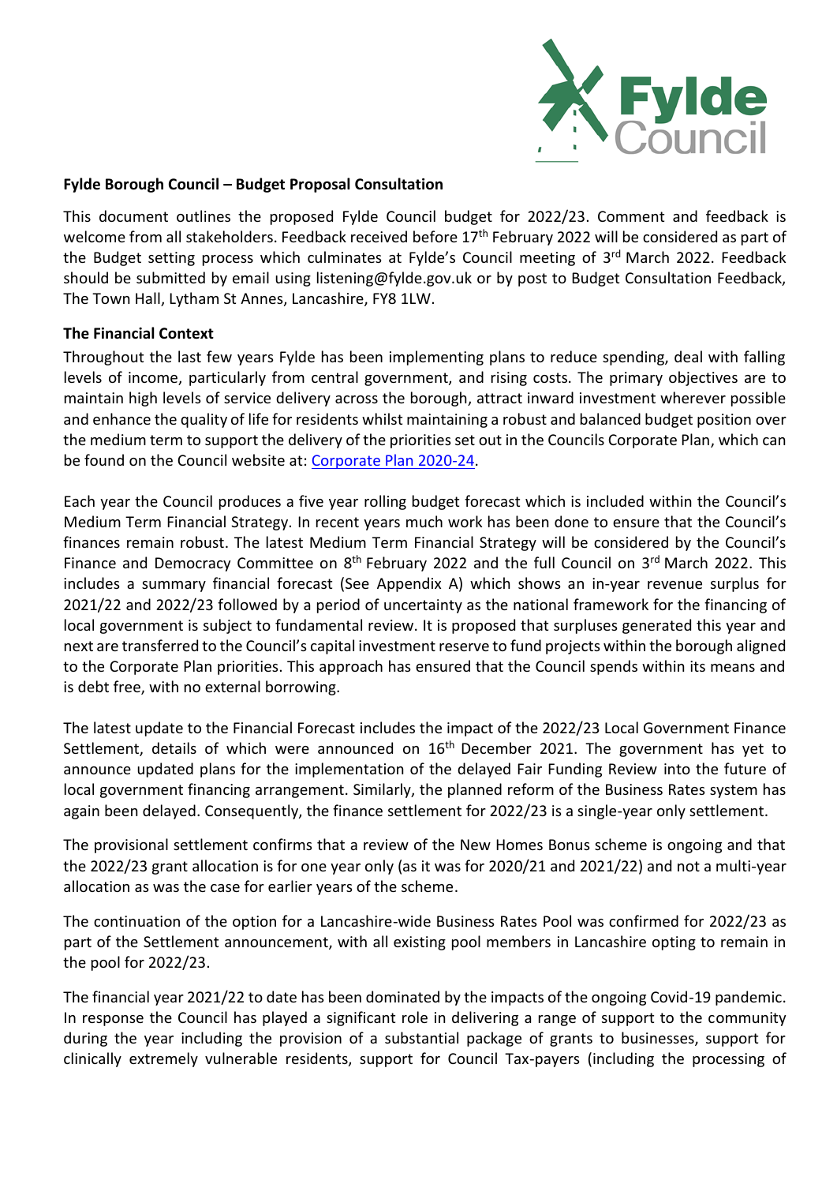**Fylde Borough Council – Budget Proposal Consultation**

This document outlines the proposed Fylde Council budget for 2022/23. Comment and feedback is welcome from all stakeholders. Feedback received before 17th February 2022 will be considered as part of the Budget setting process which culminates at Fylde's Council meeting of 3rd March 2022. Feedback should be submitted by email using listening@fylde.gov.uk or by post to Budget Consultation Feedback, The Town Hall, Lytham St Annes, Lancashire, FY8 1LW.

**The Financial Context**

Throughout the last few years Fylde has been implementing plans to reduce spending, deal with falling levels of income, particularly from central government, and rising costs. The primary objectives are to maintain high levels of service delivery across the borough, attract inward investment wherever possible and enhance the quality of life for residents whilst maintaining a robust and balanced budget position over the medium term to support the delivery of the priorities set out in the Councils Corporate Plan, which can be found on the Council website at: Corporate Plan 2020-24.

Each year the Council produces a five year rolling budget forecast which is included within the Council's Medium Term Financial Strategy. In recent years much work has been done to ensure that the Council's finances remain robust. The latest Medium Term Financial Strategy will be considered by the Council's Finance and Democracy Committee on 8th February 2022 and the full Council on 3rd March 2022. This includes a summary financial forecast (See Appendix A) which shows an in-year revenue surplus for 2021/22 and 2022/23 followed by a period of uncertainty as the national framework for the financing of local government is subject to fundamental review. It is proposed that surpluses generated this year and next are transferred to the Council's capital investment reserve to fund projects within the borough aligned to the Corporate Plan priorities. This approach has ensured that the Council spends within its means and is debt free, with no external borrowing.

The latest update to the Financial Forecast includes the impact of the 2022/23 Local Government Finance Settlement, details of which were announced on 16th December 2021. The government has yet to announce updated plans for the implementation of the delayed Fair Funding Review into the future of local government financing arrangement. Similarly, the planned reform of the Business Rates system has again been delayed. Consequently, the finance settlement for 2022/23 is a single-year only settlement.

The provisional settlement confirms that a review of the New Homes Bonus scheme is ongoing and that the 2022/23 grant allocation is for one year only (as it was for 2020/21 and 2021/22) and not a multi-year allocation as was the case for earlier years of the scheme.

The continuation of the option for a Lancashire-wide Business Rates Pool was confirmed for 2022/23 as part of the Settlement announcement, with all existing pool members in Lancashire opting to remain in the pool for 2022/23.

The financial year 2021/22 to date has been dominated by the impacts of the ongoing Covid-19 pandemic. In response the Council has played a significant role in delivering a range of support to the community during the year including the provision of a substantial package of grants to businesses, support for clinically extremely vulnerable residents, support for Council Tax-payers (including the processing of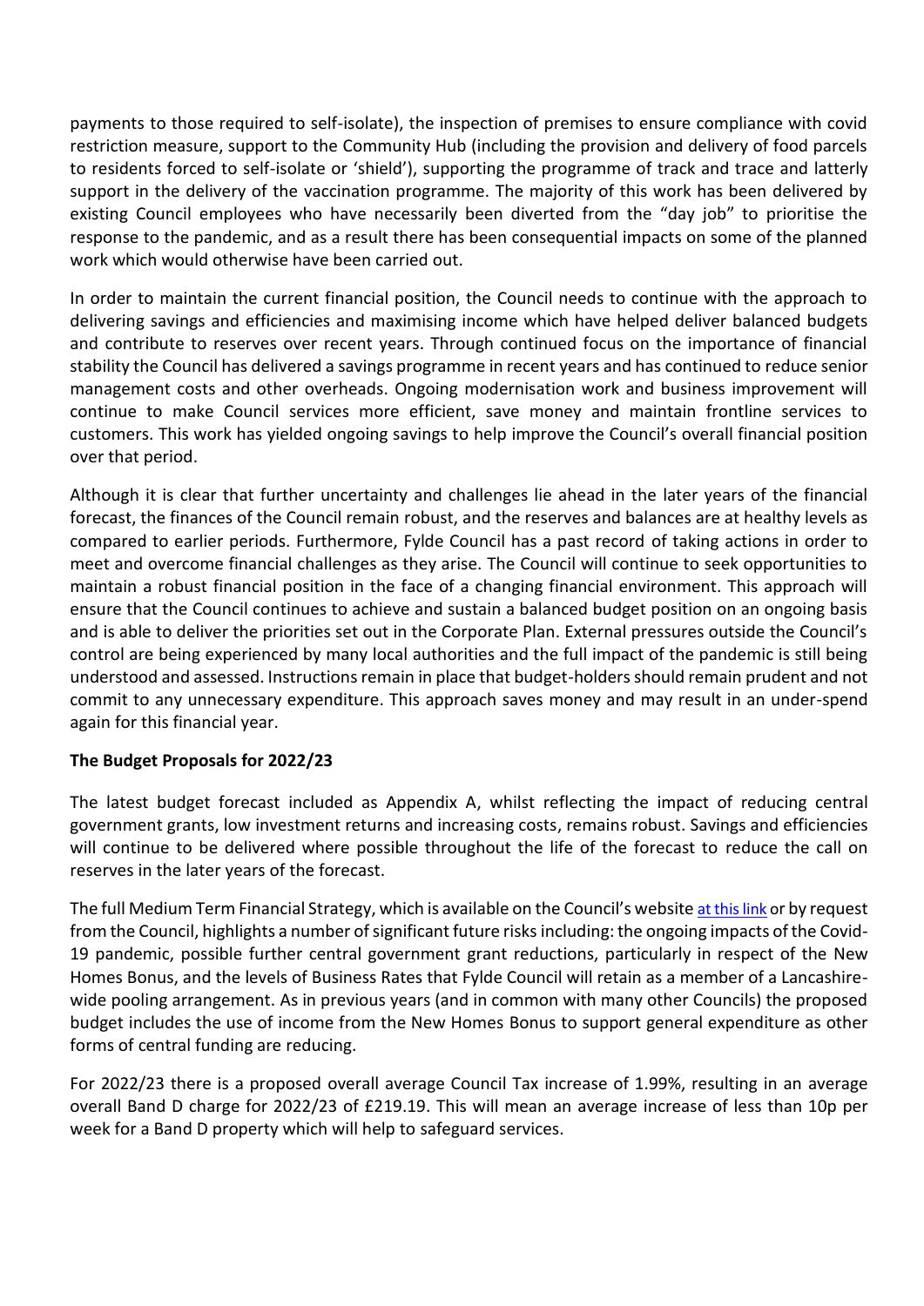payments to those required to self-isolate), the inspection of premises to ensure compliance with covid restriction measure, support to the Community Hub (including the provision and delivery of food parcels to residents forced to self-isolate or 'shield'), supporting the programme of track and trace and latterly support in the delivery of the vaccination programme. The majority of this work has been delivered by existing Council employees who have necessarily been diverted from the "day job" to prioritise the response to the pandemic, and as a result there has been consequential impacts on some of the planned work which would otherwise have been carried out.

In order to maintain the current financial position, the Council needs to continue with the approach to delivering savings and efficiencies and maximising income which have helped deliver balanced budgets and contribute to reserves over recent years. Through continued focus on the importance of financial stability the Council has delivered a savings programme in recent years and has continued to reduce senior management costs and other overheads. Ongoing modernisation work and business improvement will continue to make Council services more efficient, save money and maintain frontline services to customers. This work has yielded ongoing savings to help improve the Council's overall financial position over that period.

Although it is clear that further uncertainty and challenges lie ahead in the later years of the financial forecast, the finances of the Council remain robust, and the reserves and balances are at healthy levels as compared to earlier periods. Furthermore, Fylde Council has a past record of taking actions in order to meet and overcome financial challenges as they arise. The Council will continue to seek opportunities to maintain a robust financial position in the face of a changing financial environment. This approach will ensure that the Council continues to achieve and sustain a balanced budget position on an ongoing basis and is able to deliver the priorities set out in the Corporate Plan. External pressures outside the Council's control are being experienced by many local authorities and the full impact of the pandemic is still being understood and assessed. Instructions remain in place that budget-holders should remain prudent and not commit to any unnecessary expenditure. This approach saves money and may result in an under-spend again for this financial year.

**The Budget Proposals for 2022/23**

The latest budget forecast included as Appendix A, whilst reflecting the impact of reducing central government grants, low investment returns and increasing costs, remains robust. Savings and efficiencies will continue to be delivered where possible throughout the life of the forecast to reduce the call on reserves in the later years of the forecast.

The full Medium Term Financial Strategy, which is available on the Council's website at this link or by request from the Council, highlights a number of significant future risks including: the ongoing impacts of the Covid-19 pandemic, possible further central government grant reductions, particularly in respect of the New Homes Bonus, and the levels of Business Rates that Fylde Council will retain as a member of a Lancashire-wide pooling arrangement. As in previous years (and in common with many other Councils) the proposed budget includes the use of income from the New Homes Bonus to support general expenditure as other forms of central funding are reducing.

For 2022/23 there is a proposed overall average Council Tax increase of 1.99%, resulting in an average overall Band D charge for 2022/23 of £219.19. This will mean an average increase of less than 10p per week for a Band D property which will help to safeguard services.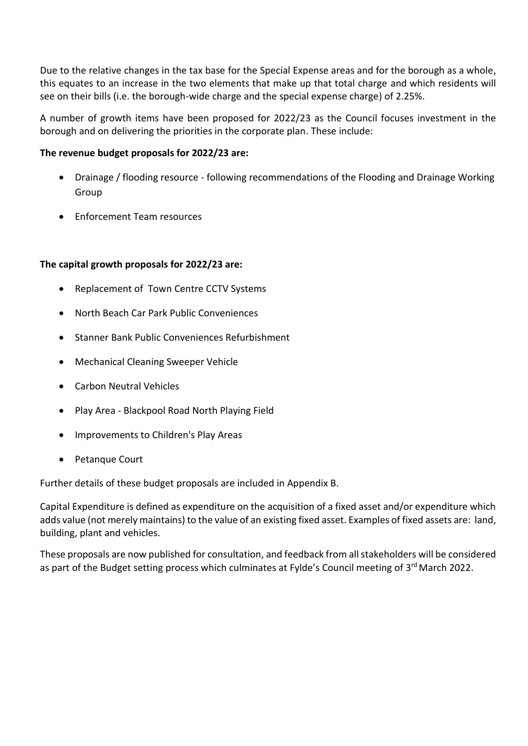Due to the relative changes in the tax base for the Special Expense areas and for the borough as a whole, this equates to an increase in the two elements that make up that total charge and which residents will see on their bills (i.e. the borough-wide charge and the special expense charge) of 2.25%.

A number of growth items have been proposed for 2022/23 as the Council focuses investment in the borough and on delivering the priorities in the corporate plan. These include:

**The revenue budget proposals for 2022/23 are:**

- Drainage / flooding resource - following recommendations of the Flooding and Drainage Working Group
- Enforcement Team resources

**The capital growth proposals for 2022/23 are:**

- Replacement of Town Centre CCTV Systems
- North Beach Car Park Public Conveniences
- Stanner Bank Public Conveniences Refurbishment
- Mechanical Cleaning Sweeper Vehicle
- Carbon Neutral Vehicles
- Play Area - Blackpool Road North Playing Field
- Improvements to Children's Play Areas
- Petanque Court

Further details of these budget proposals are included in Appendix B.

Capital Expenditure is defined as expenditure on the acquisition of a fixed asset and/or expenditure which adds value (not merely maintains) to the value of an existing fixed asset. Examples of fixed assets are: land, building, plant and vehicles.

These proposals are now published for consultation, and feedback from all stakeholders will be considered as part of the Budget setting process which culminates at Fylde's Council meeting of 3rd March 2022.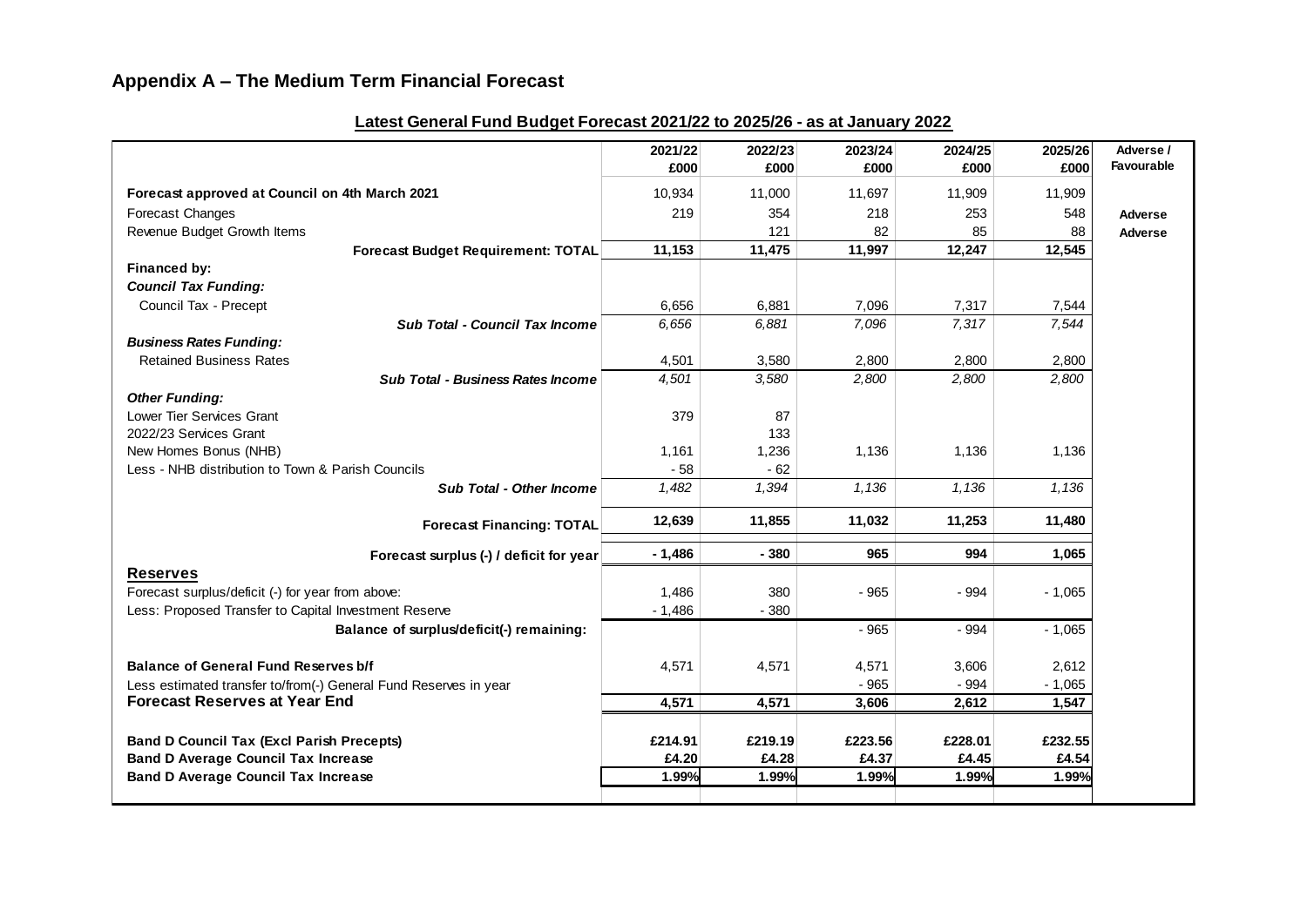## Appendix A – The Medium Term Financial Forecast

**Latest General Fund Budget Forecast 2021/22 to 2025/26 - as at January 2022**

| | 2021/22 £000 | 2022/23 £000 | 2023/24 £000 | 2024/25 £000 | 2025/26 £000 | Adverse / Favourable |
|---|---|---|---|---|---|---|
| **Forecast approved at Council on 4th March 2021** | 10,934 | 11,000 | 11,697 | 11,909 | 11,909 | |
| Forecast Changes | 219 | 354 | 218 | 253 | 548 | **Adverse** |
| Revenue Budget Growth Items | | 121 | 82 | 85 | 88 | **Adverse** |
| **Forecast Budget Requirement: TOTAL** | **11,153** | **11,475** | **11,997** | **12,247** | **12,545** | |
| **Financed by:** | | | | | | |
| ***Council Tax Funding:*** | | | | | | |
| Council Tax - Precept | 6,656 | 6,881 | 7,096 | 7,317 | 7,544 | |
| ***Sub Total - Council Tax Income*** | *6,656* | *6,881* | *7,096* | *7,317* | *7,544* | |
| ***Business Rates Funding:*** | | | | | | |
| Retained Business Rates | 4,501 | 3,580 | 2,800 | 2,800 | 2,800 | |
| ***Sub Total - Business Rates Income*** | *4,501* | *3,580* | *2,800* | *2,800* | *2,800* | |
| ***Other Funding:*** | | | | | | |
| Lower Tier Services Grant | 379 | 87 | | | | |
| 2022/23 Services Grant | | 133 | | | | |
| New Homes Bonus (NHB) | 1,161 | 1,236 | 1,136 | 1,136 | 1,136 | |
| Less - NHB distribution to Town & Parish Councils | - 58 | - 62 | | | | |
| ***Sub Total - Other Income*** | *1,482* | *1,394* | *1,136* | *1,136* | *1,136* | |
| **Forecast Financing: TOTAL** | **12,639** | **11,855** | **11,032** | **11,253** | **11,480** | |
| **Forecast surplus (-) / deficit for year** | **- 1,486** | **- 380** | **965** | **994** | **1,065** | |
| **Reserves** | | | | | | |
| Forecast surplus/deficit (-) for year from above: | 1,486 | 380 | - 965 | - 994 | - 1,065 | |
| Less: Proposed Transfer to Capital Investment Reserve | - 1,486 | - 380 | | | | |
| **Balance of surplus/deficit(-) remaining:** | | | - 965 | - 994 | - 1,065 | |
| **Balance of General Fund Reserves b/f** | 4,571 | 4,571 | 4,571 | 3,606 | 2,612 | |
| Less estimated transfer to/from(-) General Fund Reserves in year | | | - 965 | - 994 | - 1,065 | |
| **Forecast Reserves at Year End** | **4,571** | **4,571** | **3,606** | **2,612** | **1,547** | |
| **Band D Council Tax (Excl Parish Precepts)** | **£214.91** | **£219.19** | **£223.56** | **£228.01** | **£232.55** | |
| **Band D Average Council Tax Increase** | **£4.20** | **£4.28** | **£4.37** | **£4.45** | **£4.54** | |
| **Band D Average Council Tax Increase** | **1.99%** | **1.99%** | **1.99%** | **1.99%** | **1.99%** | |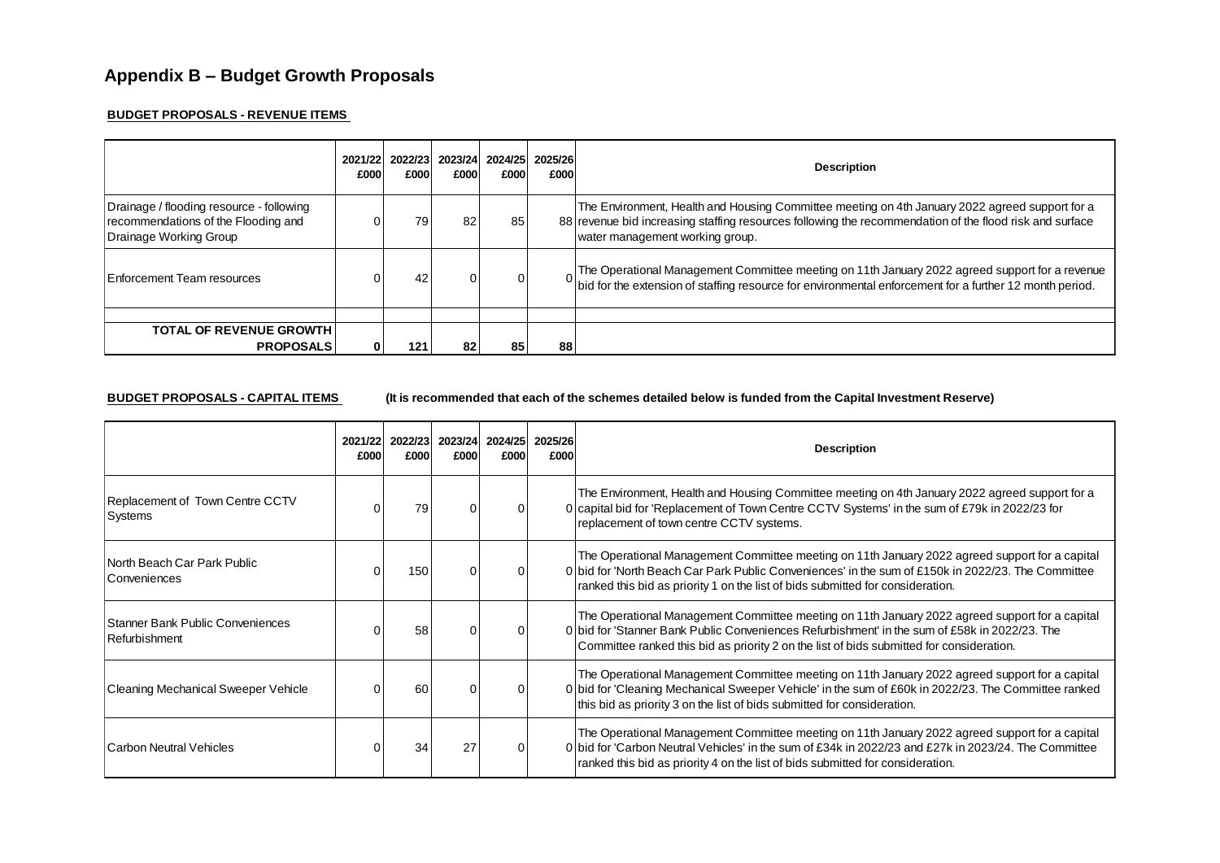# Appendix B – Budget Growth Proposals

**BUDGET PROPOSALS - REVENUE ITEMS**

| | 2021/22 £000 | 2022/23 £000 | 2023/24 £000 | 2024/25 £000 | 2025/26 £000 | Description |
|---|---|---|---|---|---|---|
| Drainage / flooding resource - following recommendations of the Flooding and Drainage Working Group | 0 | 79 | 82 | 85 | 88 | The Environment, Health and Housing Committee meeting on 4th January 2022 agreed support for a revenue bid increasing staffing resources following the recommendation of the flood risk and surface water management working group. |
| Enforcement Team resources | 0 | 42 | 0 | 0 | 0 | The Operational Management Committee meeting on 11th January 2022 agreed support for a revenue bid for the extension of staffing resource for environmental enforcement for a further 12 month period. |
| | | | | | | |
| **TOTAL OF REVENUE GROWTH PROPOSALS** | **0** | **121** | **82** | **85** | **88** | |

**BUDGET PROPOSALS - CAPITAL ITEMS** **(It is recommended that each of the schemes detailed below is funded from the Capital Investment Reserve)**

| | 2021/22 £000 | 2022/23 £000 | 2023/24 £000 | 2024/25 £000 | 2025/26 £000 | Description |
|---|---|---|---|---|---|---|
| Replacement of Town Centre CCTV Systems | 0 | 79 | 0 | 0 | 0 | The Environment, Health and Housing Committee meeting on 4th January 2022 agreed support for a capital bid for 'Replacement of Town Centre CCTV Systems' in the sum of £79k in 2022/23 for replacement of town centre CCTV systems. |
| North Beach Car Park Public Conveniences | 0 | 150 | 0 | 0 | 0 | The Operational Management Committee meeting on 11th January 2022 agreed support for a capital bid for 'North Beach Car Park Public Conveniences' in the sum of £150k in 2022/23. The Committee ranked this bid as priority 1 on the list of bids submitted for consideration. |
| Stanner Bank Public Conveniences Refurbishment | 0 | 58 | 0 | 0 | 0 | The Operational Management Committee meeting on 11th January 2022 agreed support for a capital bid for 'Stanner Bank Public Conveniences Refurbishment' in the sum of £58k in 2022/23. The Committee ranked this bid as priority 2 on the list of bids submitted for consideration. |
| Cleaning Mechanical Sweeper Vehicle | 0 | 60 | 0 | 0 | 0 | The Operational Management Committee meeting on 11th January 2022 agreed support for a capital bid for 'Cleaning Mechanical Sweeper Vehicle' in the sum of £60k in 2022/23. The Committee ranked this bid as priority 3 on the list of bids submitted for consideration. |
| Carbon Neutral Vehicles | 0 | 34 | 27 | 0 | 0 | The Operational Management Committee meeting on 11th January 2022 agreed support for a capital bid for 'Carbon Neutral Vehicles' in the sum of £34k in 2022/23 and £27k in 2023/24. The Committee ranked this bid as priority 4 on the list of bids submitted for consideration. |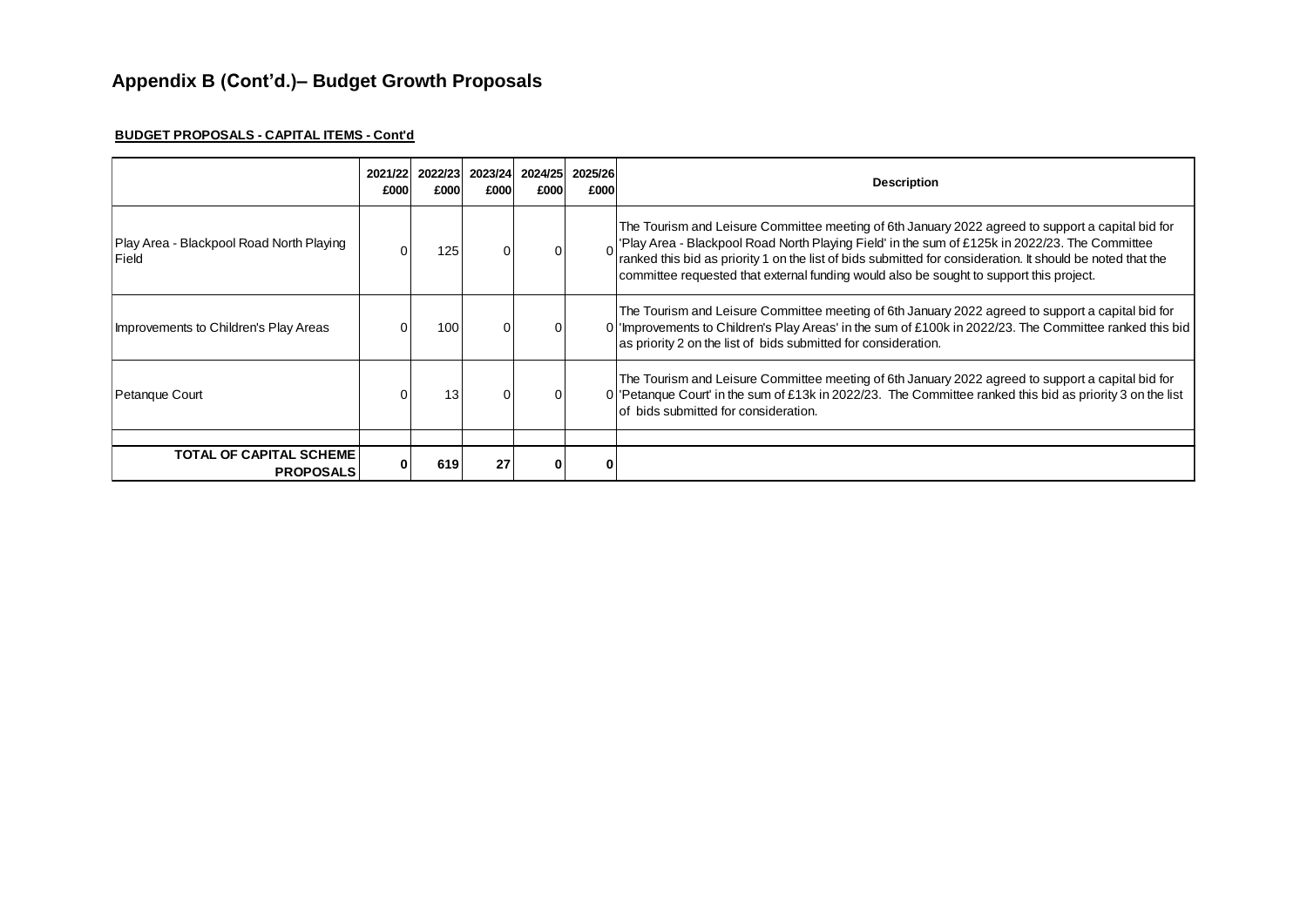## Appendix B (Cont'd.)– Budget Growth Proposals

**BUDGET PROPOSALS - CAPITAL ITEMS - Cont'd**

| | 2021/22 £000 | 2022/23 £000 | 2023/24 £000 | 2024/25 £000 | 2025/26 £000 | Description |
|---|---|---|---|---|---|---|
| Play Area - Blackpool Road North Playing Field | 0 | 125 | 0 | 0 | 0 | The Tourism and Leisure Committee meeting of 6th January 2022 agreed to support a capital bid for 'Play Area - Blackpool Road North Playing Field' in the sum of £125k in 2022/23. The Committee ranked this bid as priority 1 on the list of bids submitted for consideration. It should be noted that the committee requested that external funding would also be sought to support this project. |
| Improvements to Children's Play Areas | 0 | 100 | 0 | 0 | 0 | The Tourism and Leisure Committee meeting of 6th January 2022 agreed to support a capital bid for 'Improvements to Children's Play Areas' in the sum of £100k in 2022/23. The Committee ranked this bid as priority 2 on the list of bids submitted for consideration. |
| Petanque Court | 0 | 13 | 0 | 0 | 0 | The Tourism and Leisure Committee meeting of 6th January 2022 agreed to support a capital bid for 'Petanque Court' in the sum of £13k in 2022/23. The Committee ranked this bid as priority 3 on the list of bids submitted for consideration. |
| | | | | | | |
| **TOTAL OF CAPITAL SCHEME PROPOSALS** | **0** | **619** | **27** | **0** | **0** | |